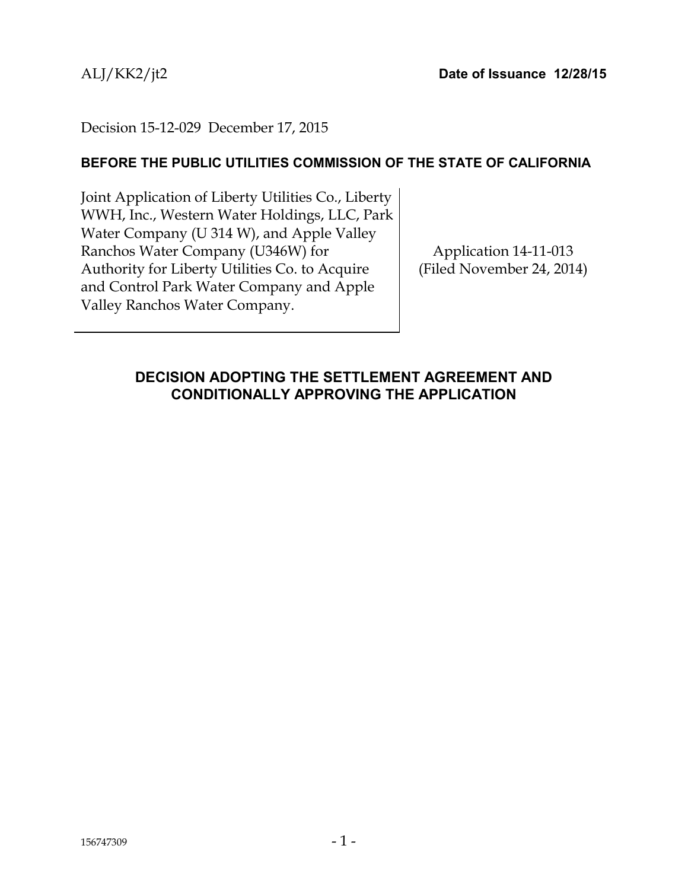ALJ/KK2/jt2 **Date of Issuance 12/28/15**

Decision 15-12-029 December 17, 2015

**BEFORE THE PUBLIC UTILITIES COMMISSION OF THE STATE OF CALIFORNIA**

| | |
|---|---|
| Joint Application of Liberty Utilities Co., Liberty WWH, Inc., Western Water Holdings, LLC, Park Water Company (U 314 W), and Apple Valley Ranchos Water Company (U346W) for Authority for Liberty Utilities Co. to Acquire and Control Park Water Company and Apple Valley Ranchos Water Company. | Application 14-11-013<br>(Filed November 24, 2014) |

## DECISION ADOPTING THE SETTLEMENT AGREEMENT AND CONDITIONALLY APPROVING THE APPLICATION

156747309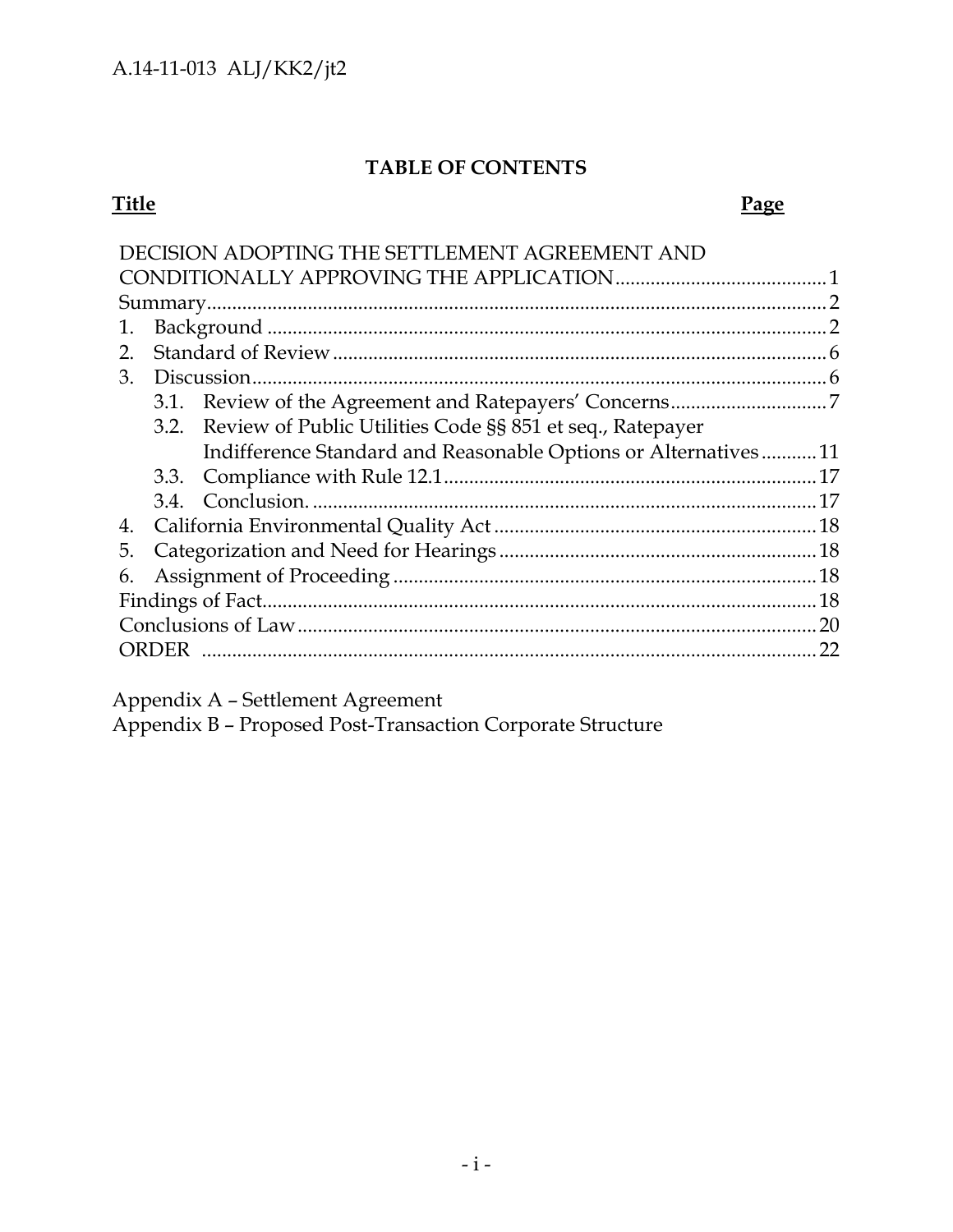## TABLE OF CONTENTS

| Title | Page |
|---|---|
| DECISION ADOPTING THE SETTLEMENT AGREEMENT AND CONDITIONALLY APPROVING THE APPLICATION | 1 |
| Summary | 2 |
| 1. Background | 2 |
| 2. Standard of Review | 6 |
| 3. Discussion | 6 |
| 3.1. Review of the Agreement and Ratepayers' Concerns | 7 |
| 3.2. Review of Public Utilities Code §§ 851 et seq., Ratepayer Indifference Standard and Reasonable Options or Alternatives | 11 |
| 3.3. Compliance with Rule 12.1 | 17 |
| 3.4. Conclusion. | 17 |
| 4. California Environmental Quality Act | 18 |
| 5. Categorization and Need for Hearings | 18 |
| 6. Assignment of Proceeding | 18 |
| Findings of Fact | 18 |
| Conclusions of Law | 20 |
| ORDER | 22 |

Appendix A – Settlement Agreement

Appendix B – Proposed Post-Transaction Corporate Structure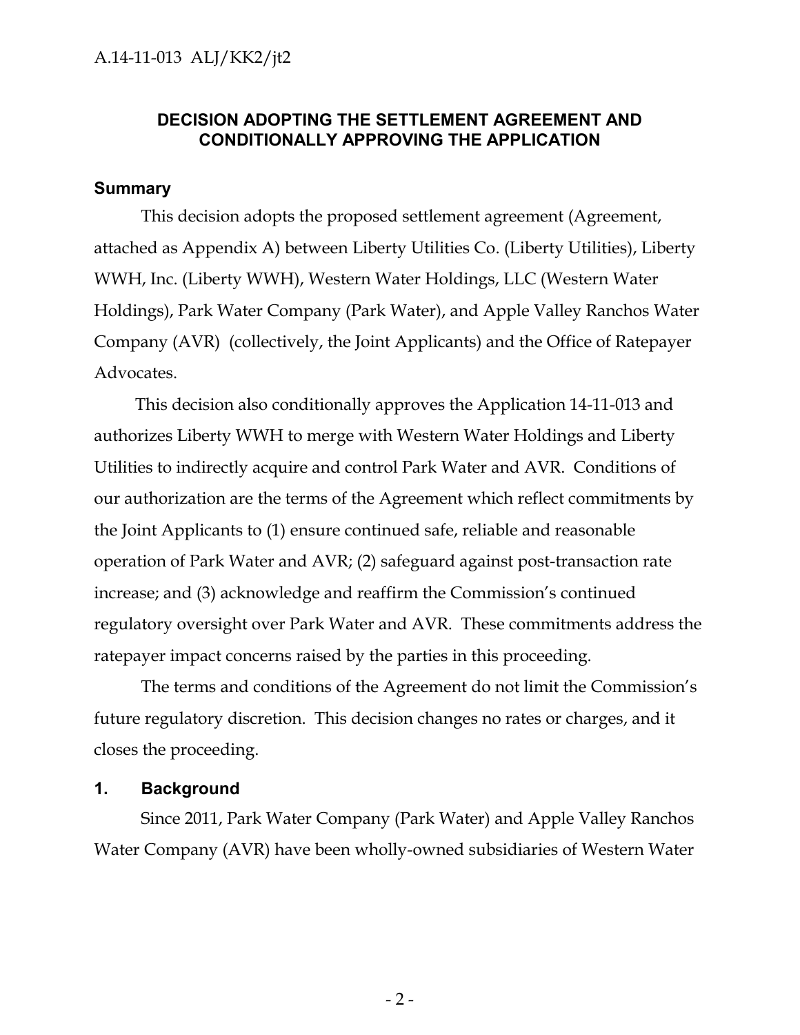## DECISION ADOPTING THE SETTLEMENT AGREEMENT AND CONDITIONALLY APPROVING THE APPLICATION

### Summary

This decision adopts the proposed settlement agreement (Agreement, attached as Appendix A) between Liberty Utilities Co. (Liberty Utilities), Liberty WWH, Inc. (Liberty WWH), Western Water Holdings, LLC (Western Water Holdings), Park Water Company (Park Water), and Apple Valley Ranchos Water Company (AVR) (collectively, the Joint Applicants) and the Office of Ratepayer Advocates.

This decision also conditionally approves the Application 14-11-013 and authorizes Liberty WWH to merge with Western Water Holdings and Liberty Utilities to indirectly acquire and control Park Water and AVR. Conditions of our authorization are the terms of the Agreement which reflect commitments by the Joint Applicants to (1) ensure continued safe, reliable and reasonable operation of Park Water and AVR; (2) safeguard against post-transaction rate increase; and (3) acknowledge and reaffirm the Commission's continued regulatory oversight over Park Water and AVR. These commitments address the ratepayer impact concerns raised by the parties in this proceeding.

The terms and conditions of the Agreement do not limit the Commission's future regulatory discretion. This decision changes no rates or charges, and it closes the proceeding.

### 1. Background

Since 2011, Park Water Company (Park Water) and Apple Valley Ranchos Water Company (AVR) have been wholly-owned subsidiaries of Western Water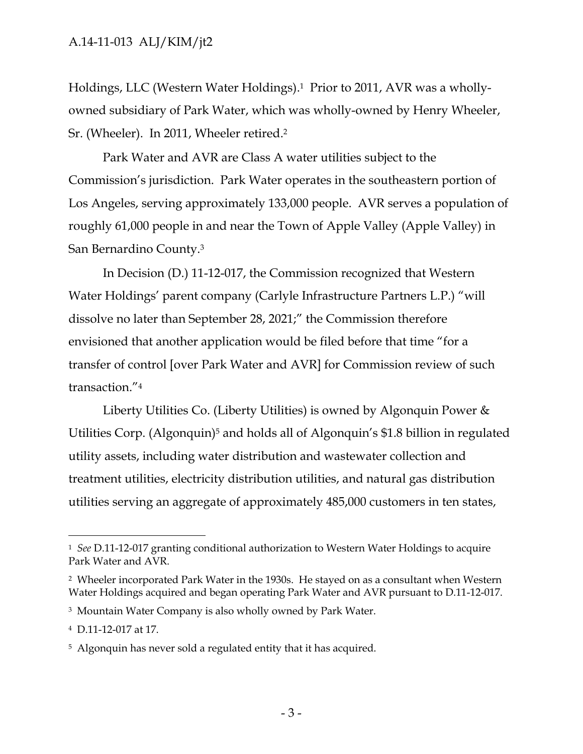Holdings, LLC (Western Water Holdings).[1] Prior to 2011, AVR was a wholly-owned subsidiary of Park Water, which was wholly-owned by Henry Wheeler, Sr. (Wheeler). In 2011, Wheeler retired.[2]

Park Water and AVR are Class A water utilities subject to the Commission's jurisdiction. Park Water operates in the southeastern portion of Los Angeles, serving approximately 133,000 people. AVR serves a population of roughly 61,000 people in and near the Town of Apple Valley (Apple Valley) in San Bernardino County.[3]

In Decision (D.) 11-12-017, the Commission recognized that Western Water Holdings' parent company (Carlyle Infrastructure Partners L.P.) "will dissolve no later than September 28, 2021;" the Commission therefore envisioned that another application would be filed before that time "for a transfer of control [over Park Water and AVR] for Commission review of such transaction."[4]

Liberty Utilities Co. (Liberty Utilities) is owned by Algonquin Power & Utilities Corp. (Algonquin)[5] and holds all of Algonquin's $1.8 billion in regulated utility assets, including water distribution and wastewater collection and treatment utilities, electricity distribution utilities, and natural gas distribution utilities serving an aggregate of approximately 485,000 customers in ten states,

---

[1] *See* D.11-12-017 granting conditional authorization to Western Water Holdings to acquire Park Water and AVR.

[2] Wheeler incorporated Park Water in the 1930s. He stayed on as a consultant when Western Water Holdings acquired and began operating Park Water and AVR pursuant to D.11-12-017.

[3] Mountain Water Company is also wholly owned by Park Water.

[4] D.11-12-017 at 17.

[5] Algonquin has never sold a regulated entity that it has acquired.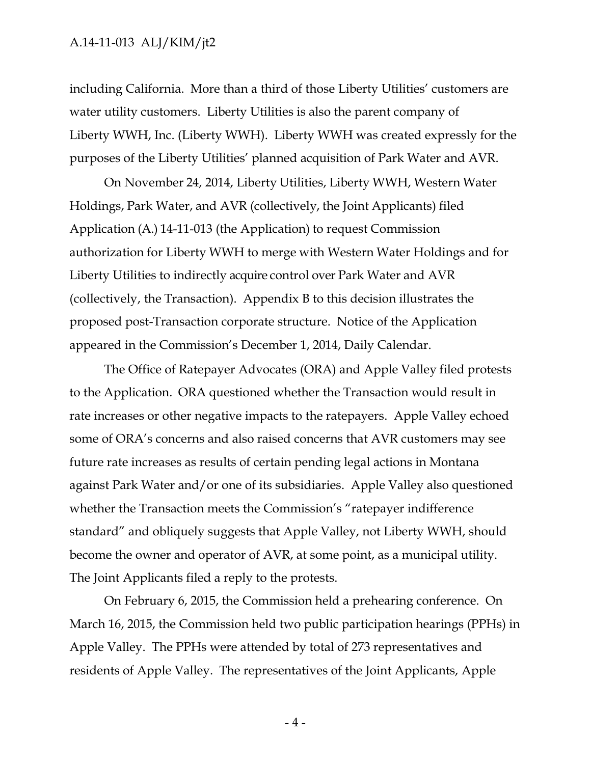including California. More than a third of those Liberty Utilities' customers are water utility customers. Liberty Utilities is also the parent company of Liberty WWH, Inc. (Liberty WWH). Liberty WWH was created expressly for the purposes of the Liberty Utilities' planned acquisition of Park Water and AVR.

On November 24, 2014, Liberty Utilities, Liberty WWH, Western Water Holdings, Park Water, and AVR (collectively, the Joint Applicants) filed Application (A.) 14-11-013 (the Application) to request Commission authorization for Liberty WWH to merge with Western Water Holdings and for Liberty Utilities to indirectly acquire control over Park Water and AVR (collectively, the Transaction). Appendix B to this decision illustrates the proposed post-Transaction corporate structure. Notice of the Application appeared in the Commission's December 1, 2014, Daily Calendar.

The Office of Ratepayer Advocates (ORA) and Apple Valley filed protests to the Application. ORA questioned whether the Transaction would result in rate increases or other negative impacts to the ratepayers. Apple Valley echoed some of ORA's concerns and also raised concerns that AVR customers may see future rate increases as results of certain pending legal actions in Montana against Park Water and/or one of its subsidiaries. Apple Valley also questioned whether the Transaction meets the Commission's "ratepayer indifference standard" and obliquely suggests that Apple Valley, not Liberty WWH, should become the owner and operator of AVR, at some point, as a municipal utility. The Joint Applicants filed a reply to the protests.

On February 6, 2015, the Commission held a prehearing conference. On March 16, 2015, the Commission held two public participation hearings (PPHs) in Apple Valley. The PPHs were attended by total of 273 representatives and residents of Apple Valley. The representatives of the Joint Applicants, Apple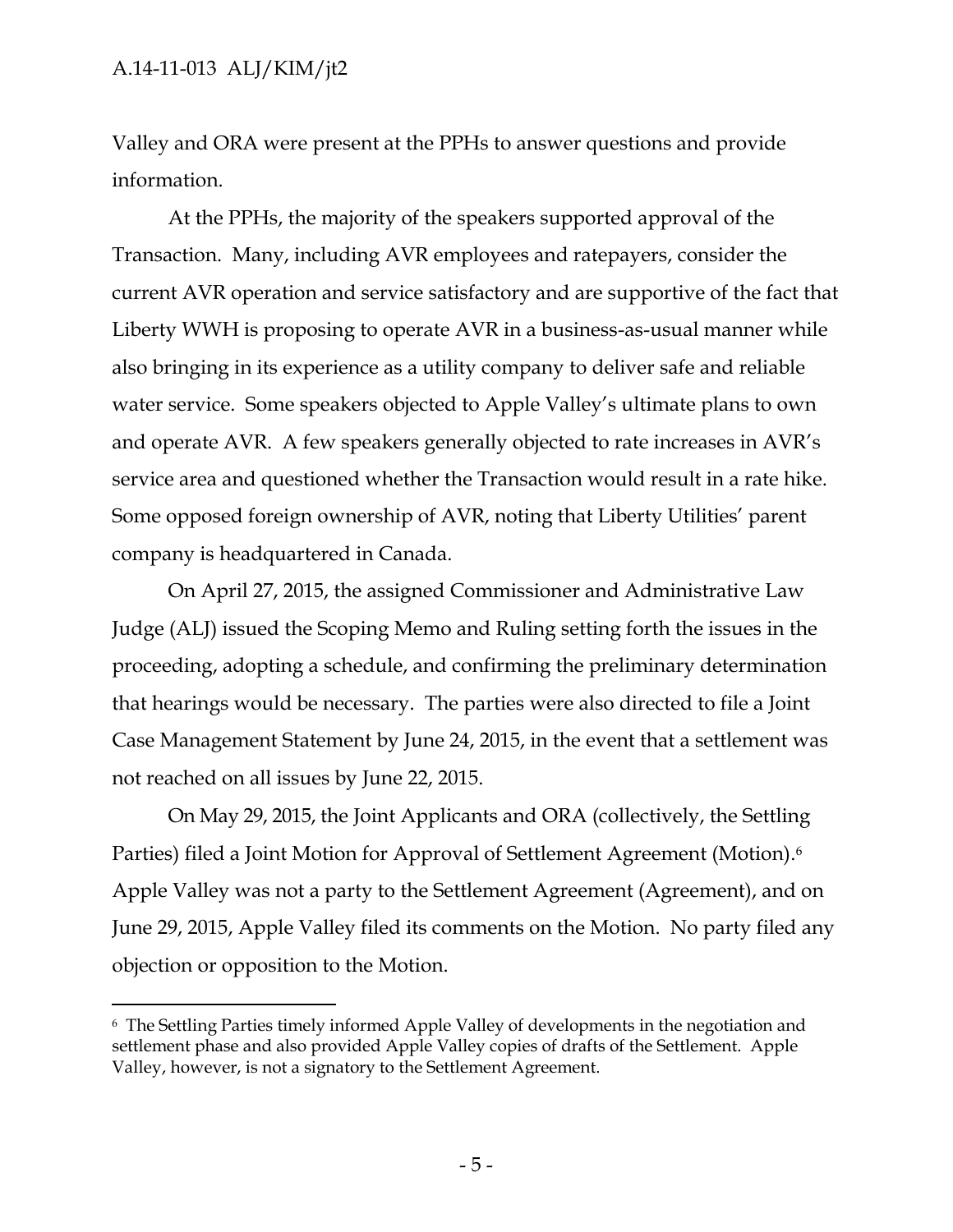Valley and ORA were present at the PPHs to answer questions and provide information.

At the PPHs, the majority of the speakers supported approval of the Transaction. Many, including AVR employees and ratepayers, consider the current AVR operation and service satisfactory and are supportive of the fact that Liberty WWH is proposing to operate AVR in a business-as-usual manner while also bringing in its experience as a utility company to deliver safe and reliable water service. Some speakers objected to Apple Valley's ultimate plans to own and operate AVR. A few speakers generally objected to rate increases in AVR's service area and questioned whether the Transaction would result in a rate hike. Some opposed foreign ownership of AVR, noting that Liberty Utilities' parent company is headquartered in Canada.

On April 27, 2015, the assigned Commissioner and Administrative Law Judge (ALJ) issued the Scoping Memo and Ruling setting forth the issues in the proceeding, adopting a schedule, and confirming the preliminary determination that hearings would be necessary. The parties were also directed to file a Joint Case Management Statement by June 24, 2015, in the event that a settlement was not reached on all issues by June 22, 2015.

On May 29, 2015, the Joint Applicants and ORA (collectively, the Settling Parties) filed a Joint Motion for Approval of Settlement Agreement (Motion).[6] Apple Valley was not a party to the Settlement Agreement (Agreement), and on June 29, 2015, Apple Valley filed its comments on the Motion. No party filed any objection or opposition to the Motion.

---

[6] The Settling Parties timely informed Apple Valley of developments in the negotiation and settlement phase and also provided Apple Valley copies of drafts of the Settlement. Apple Valley, however, is not a signatory to the Settlement Agreement.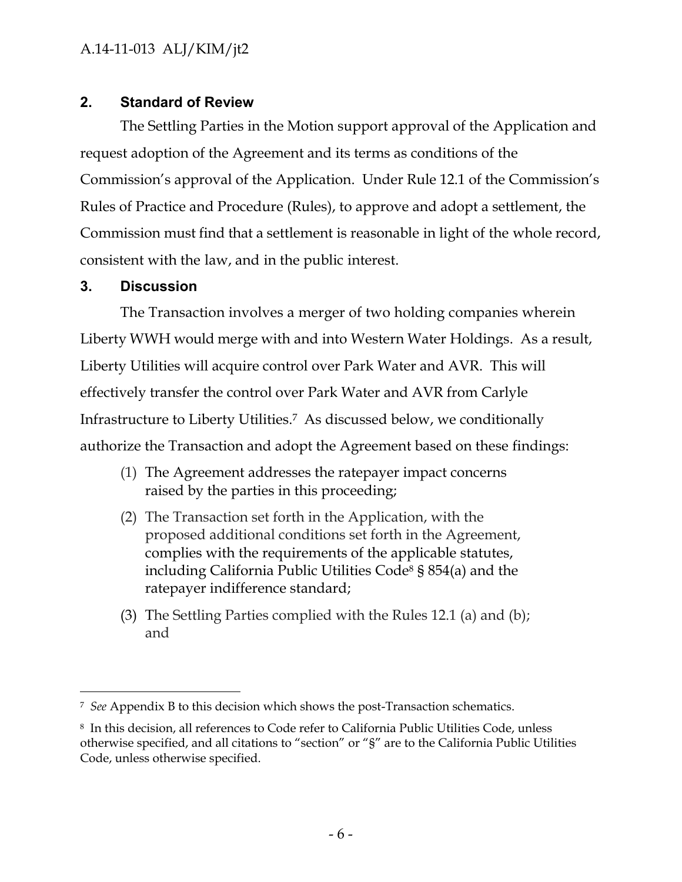## 2. Standard of Review

The Settling Parties in the Motion support approval of the Application and request adoption of the Agreement and its terms as conditions of the Commission's approval of the Application. Under Rule 12.1 of the Commission's Rules of Practice and Procedure (Rules), to approve and adopt a settlement, the Commission must find that a settlement is reasonable in light of the whole record, consistent with the law, and in the public interest.

## 3. Discussion

The Transaction involves a merger of two holding companies wherein Liberty WWH would merge with and into Western Water Holdings. As a result, Liberty Utilities will acquire control over Park Water and AVR. This will effectively transfer the control over Park Water and AVR from Carlyle Infrastructure to Liberty Utilities.[7] As discussed below, we conditionally authorize the Transaction and adopt the Agreement based on these findings:

(1) The Agreement addresses the ratepayer impact concerns raised by the parties in this proceeding;

(2) The Transaction set forth in the Application, with the proposed additional conditions set forth in the Agreement, complies with the requirements of the applicable statutes, including California Public Utilities Code[8] § 854(a) and the ratepayer indifference standard;

(3) The Settling Parties complied with the Rules 12.1 (a) and (b); and

---

[7] *See* Appendix B to this decision which shows the post-Transaction schematics.

[8] In this decision, all references to Code refer to California Public Utilities Code, unless otherwise specified, and all citations to "section" or "§" are to the California Public Utilities Code, unless otherwise specified.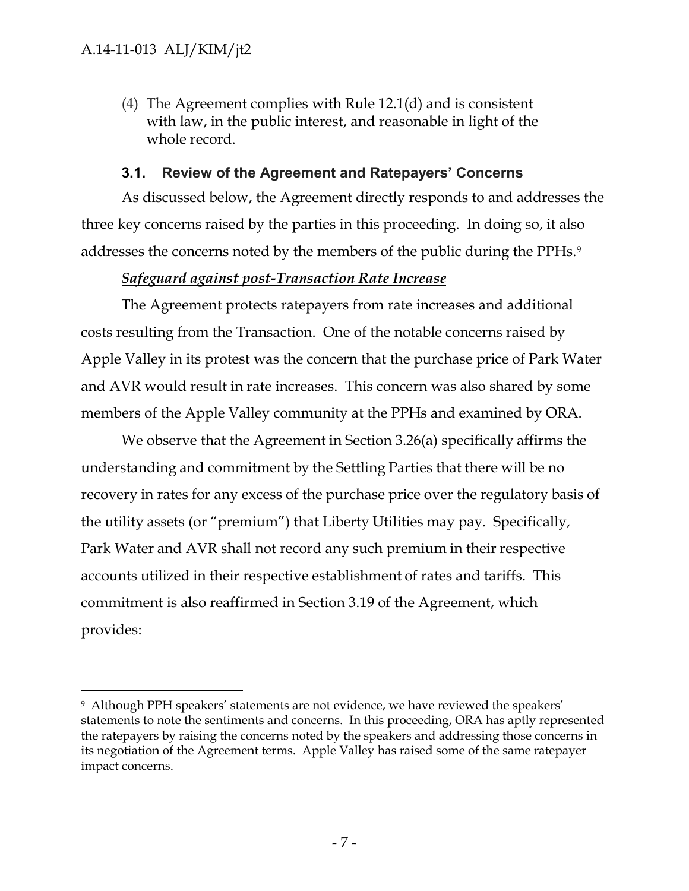(4) The Agreement complies with Rule 12.1(d) and is consistent with law, in the public interest, and reasonable in light of the whole record.

### 3.1. Review of the Agreement and Ratepayers' Concerns

As discussed below, the Agreement directly responds to and addresses the three key concerns raised by the parties in this proceeding. In doing so, it also addresses the concerns noted by the members of the public during the PPHs.[9]

***Safeguard against post-Transaction Rate Increase***

The Agreement protects ratepayers from rate increases and additional costs resulting from the Transaction. One of the notable concerns raised by Apple Valley in its protest was the concern that the purchase price of Park Water and AVR would result in rate increases. This concern was also shared by some members of the Apple Valley community at the PPHs and examined by ORA.

We observe that the Agreement in Section 3.26(a) specifically affirms the understanding and commitment by the Settling Parties that there will be no recovery in rates for any excess of the purchase price over the regulatory basis of the utility assets (or "premium") that Liberty Utilities may pay. Specifically, Park Water and AVR shall not record any such premium in their respective accounts utilized in their respective establishment of rates and tariffs. This commitment is also reaffirmed in Section 3.19 of the Agreement, which provides:

---

[9] Although PPH speakers' statements are not evidence, we have reviewed the speakers' statements to note the sentiments and concerns. In this proceeding, ORA has aptly represented the ratepayers by raising the concerns noted by the speakers and addressing those concerns in its negotiation of the Agreement terms. Apple Valley has raised some of the same ratepayer impact concerns.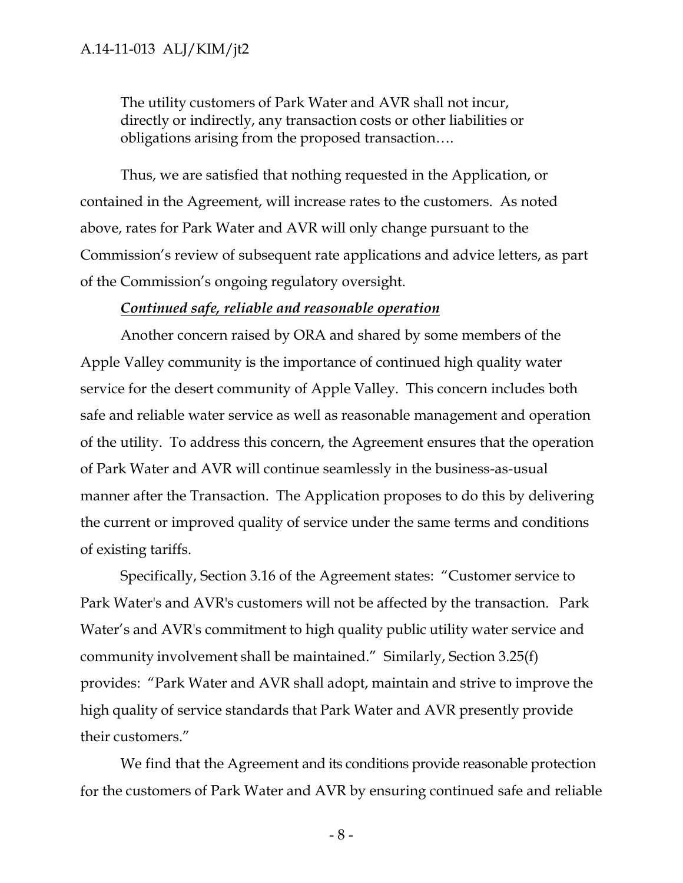> The utility customers of Park Water and AVR shall not incur, directly or indirectly, any transaction costs or other liabilities or obligations arising from the proposed transaction….

Thus, we are satisfied that nothing requested in the Application, or contained in the Agreement, will increase rates to the customers. As noted above, rates for Park Water and AVR will only change pursuant to the Commission's review of subsequent rate applications and advice letters, as part of the Commission's ongoing regulatory oversight.

***Continued safe, reliable and reasonable operation***

Another concern raised by ORA and shared by some members of the Apple Valley community is the importance of continued high quality water service for the desert community of Apple Valley. This concern includes both safe and reliable water service as well as reasonable management and operation of the utility. To address this concern, the Agreement ensures that the operation of Park Water and AVR will continue seamlessly in the business-as-usual manner after the Transaction. The Application proposes to do this by delivering the current or improved quality of service under the same terms and conditions of existing tariffs.

Specifically, Section 3.16 of the Agreement states: "Customer service to Park Water's and AVR's customers will not be affected by the transaction. Park Water's and AVR's commitment to high quality public utility water service and community involvement shall be maintained." Similarly, Section 3.25(f) provides: "Park Water and AVR shall adopt, maintain and strive to improve the high quality of service standards that Park Water and AVR presently provide their customers."

We find that the Agreement and its conditions provide reasonable protection for the customers of Park Water and AVR by ensuring continued safe and reliable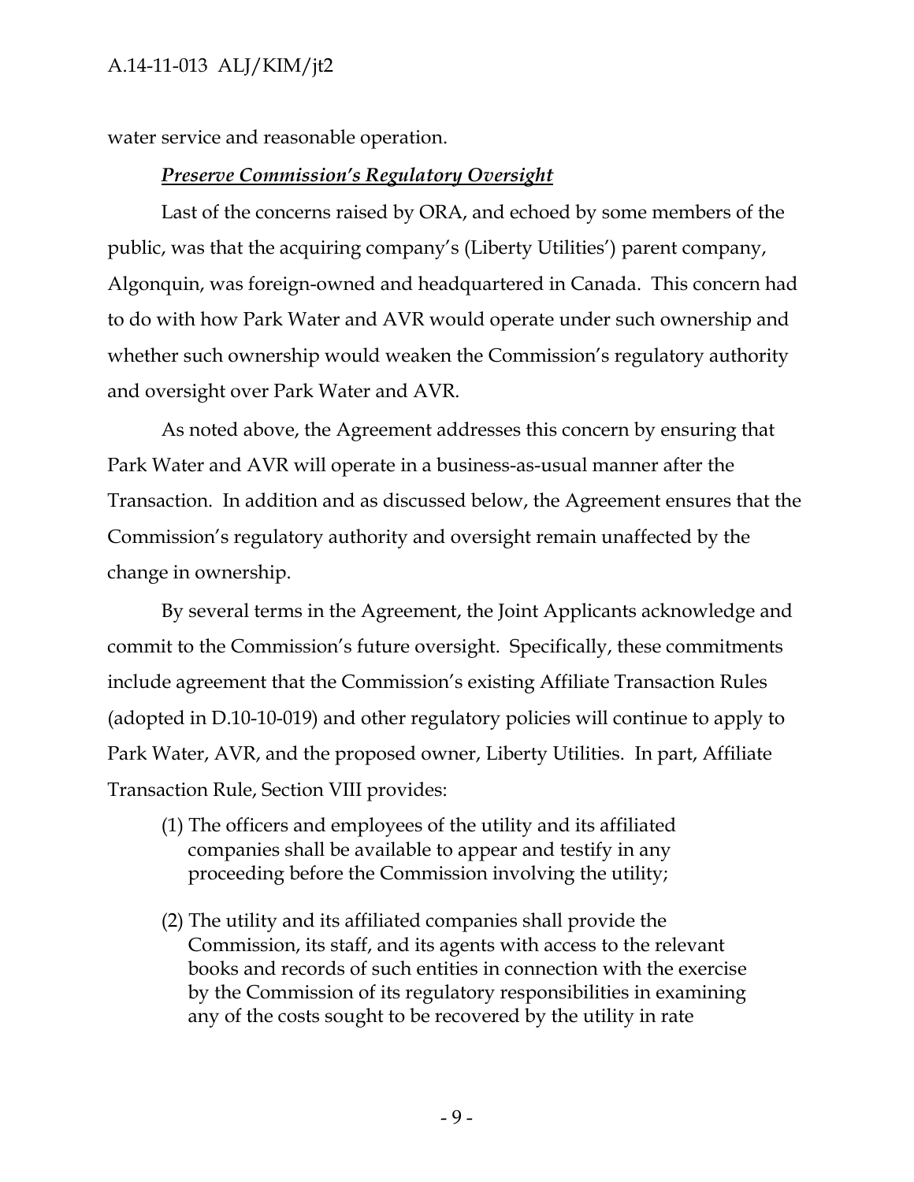water service and reasonable operation.

***Preserve Commission's Regulatory Oversight***

Last of the concerns raised by ORA, and echoed by some members of the public, was that the acquiring company's (Liberty Utilities') parent company, Algonquin, was foreign-owned and headquartered in Canada. This concern had to do with how Park Water and AVR would operate under such ownership and whether such ownership would weaken the Commission's regulatory authority and oversight over Park Water and AVR.

As noted above, the Agreement addresses this concern by ensuring that Park Water and AVR will operate in a business-as-usual manner after the Transaction. In addition and as discussed below, the Agreement ensures that the Commission's regulatory authority and oversight remain unaffected by the change in ownership.

By several terms in the Agreement, the Joint Applicants acknowledge and commit to the Commission's future oversight. Specifically, these commitments include agreement that the Commission's existing Affiliate Transaction Rules (adopted in D.10-10-019) and other regulatory policies will continue to apply to Park Water, AVR, and the proposed owner, Liberty Utilities. In part, Affiliate Transaction Rule, Section VIII provides:

> (1) The officers and employees of the utility and its affiliated companies shall be available to appear and testify in any proceeding before the Commission involving the utility;
>
> (2) The utility and its affiliated companies shall provide the Commission, its staff, and its agents with access to the relevant books and records of such entities in connection with the exercise by the Commission of its regulatory responsibilities in examining any of the costs sought to be recovered by the utility in rate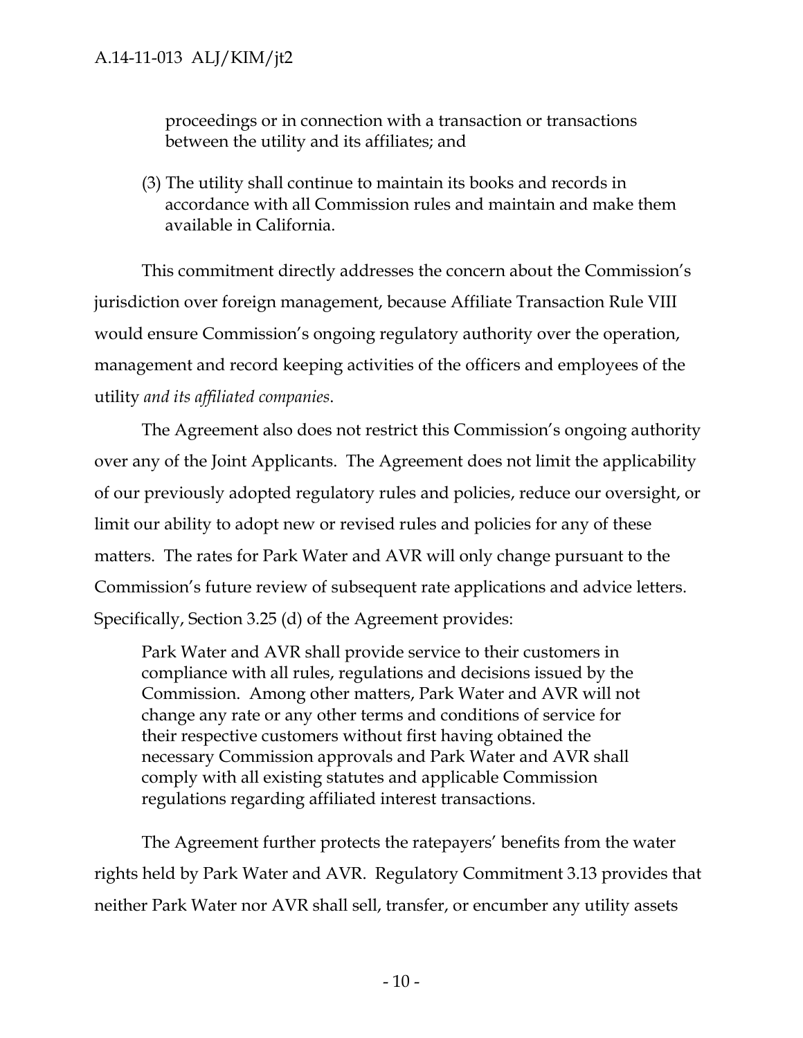> proceedings or in connection with a transaction or transactions between the utility and its affiliates; and
>
> (3) The utility shall continue to maintain its books and records in accordance with all Commission rules and maintain and make them available in California.

This commitment directly addresses the concern about the Commission's jurisdiction over foreign management, because Affiliate Transaction Rule VIII would ensure Commission's ongoing regulatory authority over the operation, management and record keeping activities of the officers and employees of the utility *and its affiliated companies*.

The Agreement also does not restrict this Commission's ongoing authority over any of the Joint Applicants. The Agreement does not limit the applicability of our previously adopted regulatory rules and policies, reduce our oversight, or limit our ability to adopt new or revised rules and policies for any of these matters. The rates for Park Water and AVR will only change pursuant to the Commission's future review of subsequent rate applications and advice letters. Specifically, Section 3.25 (d) of the Agreement provides:

> Park Water and AVR shall provide service to their customers in compliance with all rules, regulations and decisions issued by the Commission. Among other matters, Park Water and AVR will not change any rate or any other terms and conditions of service for their respective customers without first having obtained the necessary Commission approvals and Park Water and AVR shall comply with all existing statutes and applicable Commission regulations regarding affiliated interest transactions.

The Agreement further protects the ratepayers' benefits from the water rights held by Park Water and AVR. Regulatory Commitment 3.13 provides that neither Park Water nor AVR shall sell, transfer, or encumber any utility assets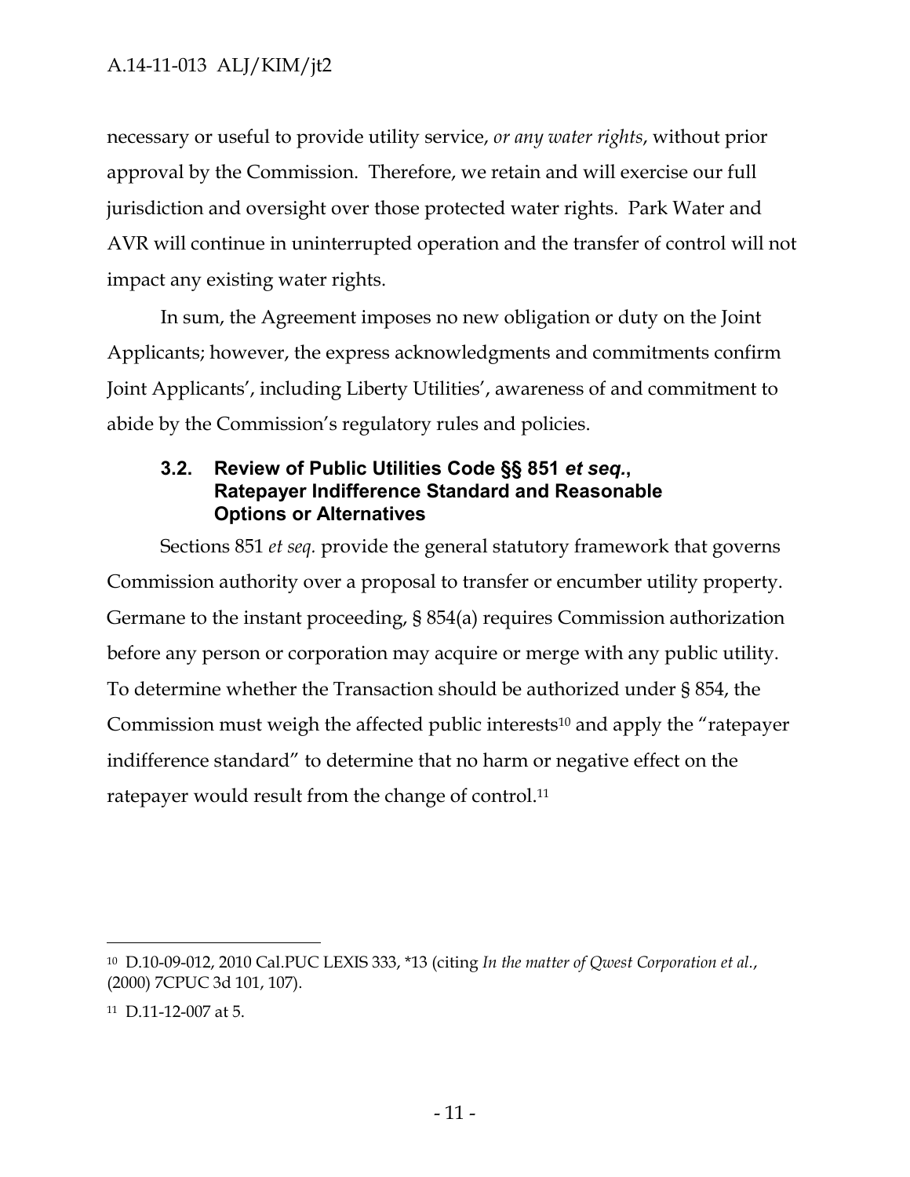necessary or useful to provide utility service, *or any water rights*, without prior approval by the Commission. Therefore, we retain and will exercise our full jurisdiction and oversight over those protected water rights. Park Water and AVR will continue in uninterrupted operation and the transfer of control will not impact any existing water rights.

In sum, the Agreement imposes no new obligation or duty on the Joint Applicants; however, the express acknowledgments and commitments confirm Joint Applicants', including Liberty Utilities', awareness of and commitment to abide by the Commission's regulatory rules and policies.

### 3.2. Review of Public Utilities Code §§ 851 *et seq.*, Ratepayer Indifference Standard and Reasonable Options or Alternatives

Sections 851 *et seq.* provide the general statutory framework that governs Commission authority over a proposal to transfer or encumber utility property. Germane to the instant proceeding, § 854(a) requires Commission authorization before any person or corporation may acquire or merge with any public utility. To determine whether the Transaction should be authorized under § 854, the Commission must weigh the affected public interests[10] and apply the "ratepayer indifference standard" to determine that no harm or negative effect on the ratepayer would result from the change of control.[11]

---

[10] D.10-09-012, 2010 Cal.PUC LEXIS 333, *13 (citing *In the matter of Qwest Corporation et al.*, (2000) 7CPUC 3d 101, 107).

[11] D.11-12-007 at 5.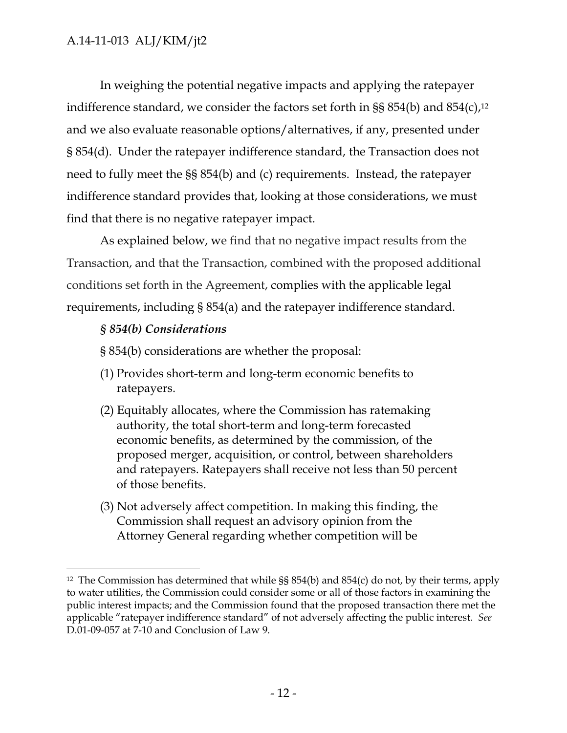In weighing the potential negative impacts and applying the ratepayer indifference standard, we consider the factors set forth in §§ 854(b) and 854(c),[12] and we also evaluate reasonable options/alternatives, if any, presented under § 854(d). Under the ratepayer indifference standard, the Transaction does not need to fully meet the §§ 854(b) and (c) requirements. Instead, the ratepayer indifference standard provides that, looking at those considerations, we must find that there is no negative ratepayer impact.

As explained below, we find that no negative impact results from the Transaction, and that the Transaction, combined with the proposed additional conditions set forth in the Agreement, complies with the applicable legal requirements, including § 854(a) and the ratepayer indifference standard.

***§ 854(b) Considerations***

§ 854(b) considerations are whether the proposal:

(1) Provides short-term and long-term economic benefits to ratepayers.

(2) Equitably allocates, where the Commission has ratemaking authority, the total short-term and long-term forecasted economic benefits, as determined by the commission, of the proposed merger, acquisition, or control, between shareholders and ratepayers. Ratepayers shall receive not less than 50 percent of those benefits.

(3) Not adversely affect competition. In making this finding, the Commission shall request an advisory opinion from the Attorney General regarding whether competition will be

---

[12] The Commission has determined that while §§ 854(b) and 854(c) do not, by their terms, apply to water utilities, the Commission could consider some or all of those factors in examining the public interest impacts; and the Commission found that the proposed transaction there met the applicable "ratepayer indifference standard" of not adversely affecting the public interest. *See* D.01-09-057 at 7-10 and Conclusion of Law 9.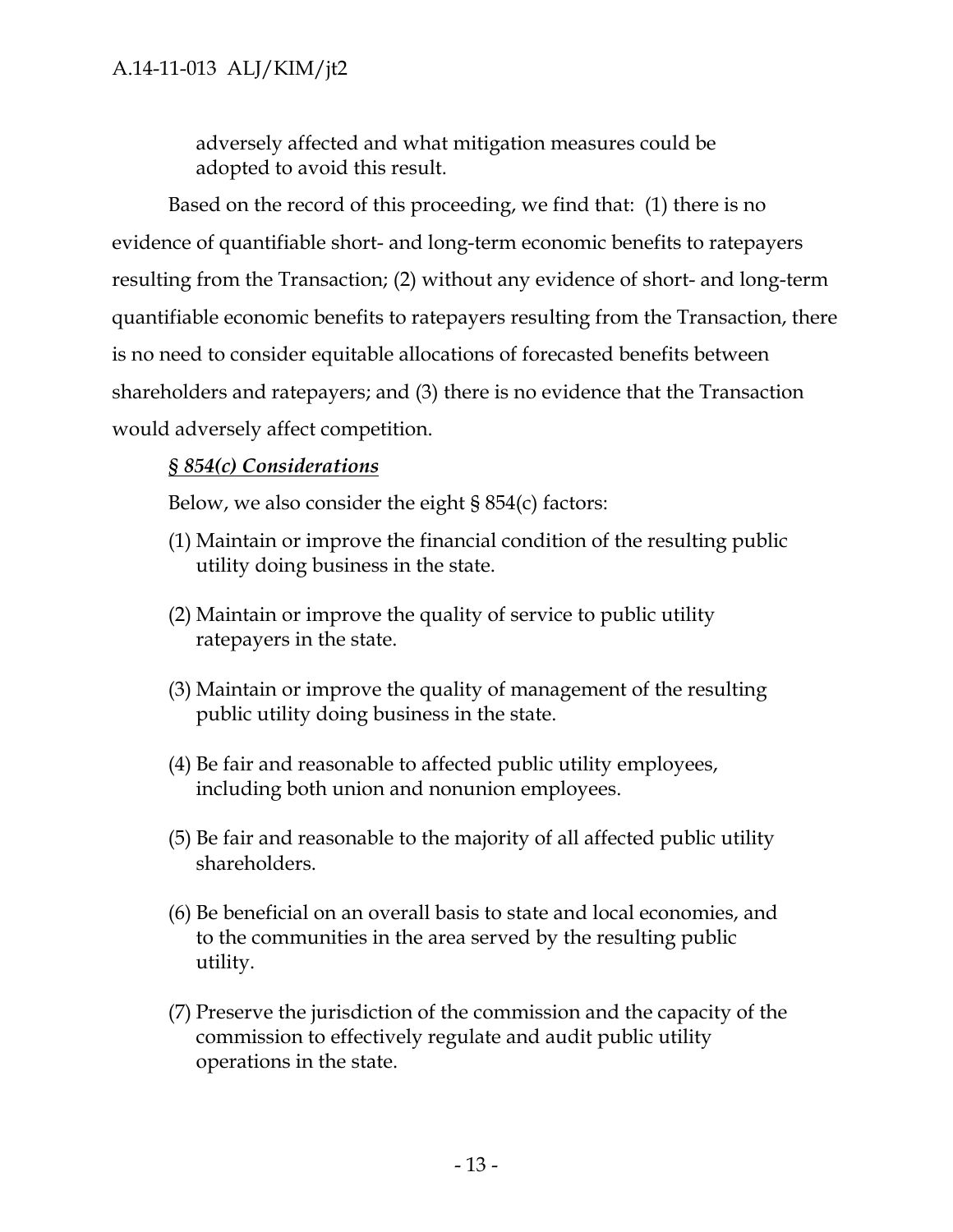adversely affected and what mitigation measures could be adopted to avoid this result.

Based on the record of this proceeding, we find that: (1) there is no evidence of quantifiable short- and long-term economic benefits to ratepayers resulting from the Transaction; (2) without any evidence of short- and long-term quantifiable economic benefits to ratepayers resulting from the Transaction, there is no need to consider equitable allocations of forecasted benefits between shareholders and ratepayers; and (3) there is no evidence that the Transaction would adversely affect competition.

***§ 854(c) Considerations***

Below, we also consider the eight § 854(c) factors:

(1) Maintain or improve the financial condition of the resulting public utility doing business in the state.

(2) Maintain or improve the quality of service to public utility ratepayers in the state.

(3) Maintain or improve the quality of management of the resulting public utility doing business in the state.

(4) Be fair and reasonable to affected public utility employees, including both union and nonunion employees.

(5) Be fair and reasonable to the majority of all affected public utility shareholders.

(6) Be beneficial on an overall basis to state and local economies, and to the communities in the area served by the resulting public utility.

(7) Preserve the jurisdiction of the commission and the capacity of the commission to effectively regulate and audit public utility operations in the state.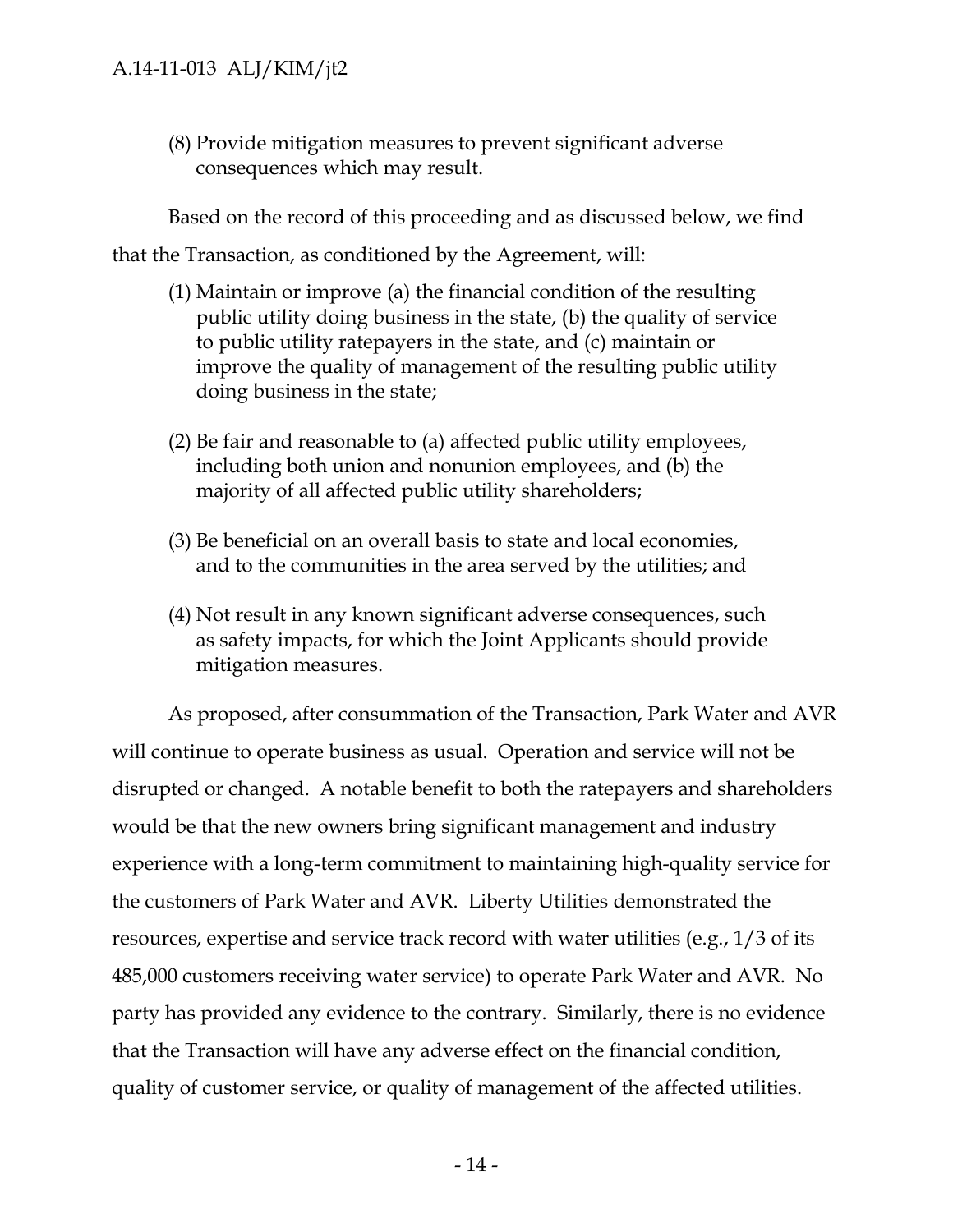(8) Provide mitigation measures to prevent significant adverse consequences which may result.

Based on the record of this proceeding and as discussed below, we find that the Transaction, as conditioned by the Agreement, will:

(1) Maintain or improve (a) the financial condition of the resulting public utility doing business in the state, (b) the quality of service to public utility ratepayers in the state, and (c) maintain or improve the quality of management of the resulting public utility doing business in the state;

(2) Be fair and reasonable to (a) affected public utility employees, including both union and nonunion employees, and (b) the majority of all affected public utility shareholders;

(3) Be beneficial on an overall basis to state and local economies, and to the communities in the area served by the utilities; and

(4) Not result in any known significant adverse consequences, such as safety impacts, for which the Joint Applicants should provide mitigation measures.

As proposed, after consummation of the Transaction, Park Water and AVR will continue to operate business as usual. Operation and service will not be disrupted or changed. A notable benefit to both the ratepayers and shareholders would be that the new owners bring significant management and industry experience with a long-term commitment to maintaining high-quality service for the customers of Park Water and AVR. Liberty Utilities demonstrated the resources, expertise and service track record with water utilities (e.g., 1/3 of its 485,000 customers receiving water service) to operate Park Water and AVR. No party has provided any evidence to the contrary. Similarly, there is no evidence that the Transaction will have any adverse effect on the financial condition, quality of customer service, or quality of management of the affected utilities.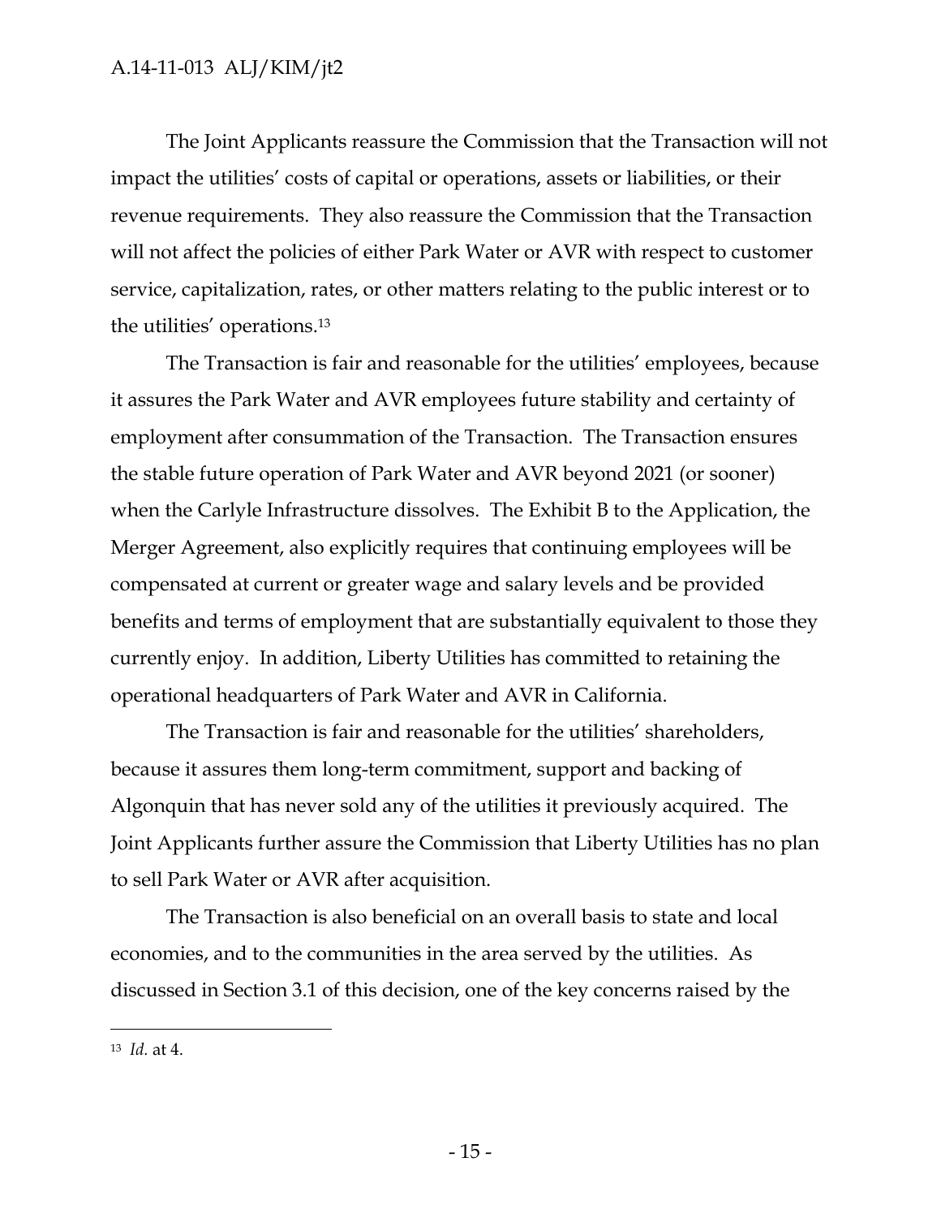The Joint Applicants reassure the Commission that the Transaction will not impact the utilities' costs of capital or operations, assets or liabilities, or their revenue requirements. They also reassure the Commission that the Transaction will not affect the policies of either Park Water or AVR with respect to customer service, capitalization, rates, or other matters relating to the public interest or to the utilities' operations.[13]

The Transaction is fair and reasonable for the utilities' employees, because it assures the Park Water and AVR employees future stability and certainty of employment after consummation of the Transaction. The Transaction ensures the stable future operation of Park Water and AVR beyond 2021 (or sooner) when the Carlyle Infrastructure dissolves. The Exhibit B to the Application, the Merger Agreement, also explicitly requires that continuing employees will be compensated at current or greater wage and salary levels and be provided benefits and terms of employment that are substantially equivalent to those they currently enjoy. In addition, Liberty Utilities has committed to retaining the operational headquarters of Park Water and AVR in California.

The Transaction is fair and reasonable for the utilities' shareholders, because it assures them long-term commitment, support and backing of Algonquin that has never sold any of the utilities it previously acquired. The Joint Applicants further assure the Commission that Liberty Utilities has no plan to sell Park Water or AVR after acquisition.

The Transaction is also beneficial on an overall basis to state and local economies, and to the communities in the area served by the utilities. As discussed in Section 3.1 of this decision, one of the key concerns raised by the

---

[13] *Id.* at 4.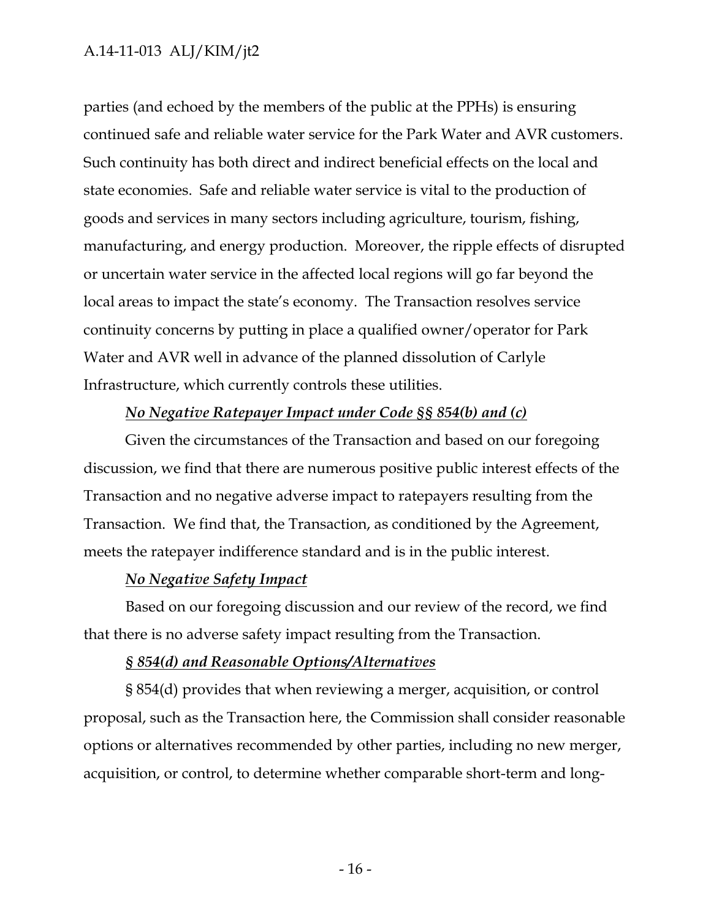parties (and echoed by the members of the public at the PPHs) is ensuring continued safe and reliable water service for the Park Water and AVR customers. Such continuity has both direct and indirect beneficial effects on the local and state economies. Safe and reliable water service is vital to the production of goods and services in many sectors including agriculture, tourism, fishing, manufacturing, and energy production. Moreover, the ripple effects of disrupted or uncertain water service in the affected local regions will go far beyond the local areas to impact the state's economy. The Transaction resolves service continuity concerns by putting in place a qualified owner/operator for Park Water and AVR well in advance of the planned dissolution of Carlyle Infrastructure, which currently controls these utilities.

***<u>No Negative Ratepayer Impact under Code §§ 854(b) and (c)</u>***

Given the circumstances of the Transaction and based on our foregoing discussion, we find that there are numerous positive public interest effects of the Transaction and no negative adverse impact to ratepayers resulting from the Transaction. We find that, the Transaction, as conditioned by the Agreement, meets the ratepayer indifference standard and is in the public interest.

***<u>No Negative Safety Impact</u>***

Based on our foregoing discussion and our review of the record, we find that there is no adverse safety impact resulting from the Transaction.

***<u>§ 854(d) and Reasonable Options/Alternatives</u>***

§ 854(d) provides that when reviewing a merger, acquisition, or control proposal, such as the Transaction here, the Commission shall consider reasonable options or alternatives recommended by other parties, including no new merger, acquisition, or control, to determine whether comparable short-term and long-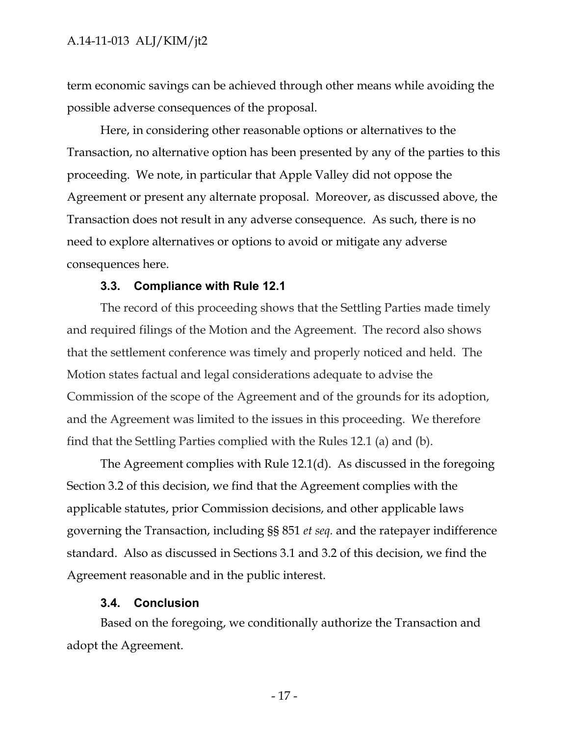term economic savings can be achieved through other means while avoiding the possible adverse consequences of the proposal.

Here, in considering other reasonable options or alternatives to the Transaction, no alternative option has been presented by any of the parties to this proceeding. We note, in particular that Apple Valley did not oppose the Agreement or present any alternate proposal. Moreover, as discussed above, the Transaction does not result in any adverse consequence. As such, there is no need to explore alternatives or options to avoid or mitigate any adverse consequences here.

### 3.3. Compliance with Rule 12.1

The record of this proceeding shows that the Settling Parties made timely and required filings of the Motion and the Agreement. The record also shows that the settlement conference was timely and properly noticed and held. The Motion states factual and legal considerations adequate to advise the Commission of the scope of the Agreement and of the grounds for its adoption, and the Agreement was limited to the issues in this proceeding. We therefore find that the Settling Parties complied with the Rules 12.1 (a) and (b).

The Agreement complies with Rule 12.1(d). As discussed in the foregoing Section 3.2 of this decision, we find that the Agreement complies with the applicable statutes, prior Commission decisions, and other applicable laws governing the Transaction, including §§ 851 *et seq.* and the ratepayer indifference standard. Also as discussed in Sections 3.1 and 3.2 of this decision, we find the Agreement reasonable and in the public interest.

### 3.4. Conclusion

Based on the foregoing, we conditionally authorize the Transaction and adopt the Agreement.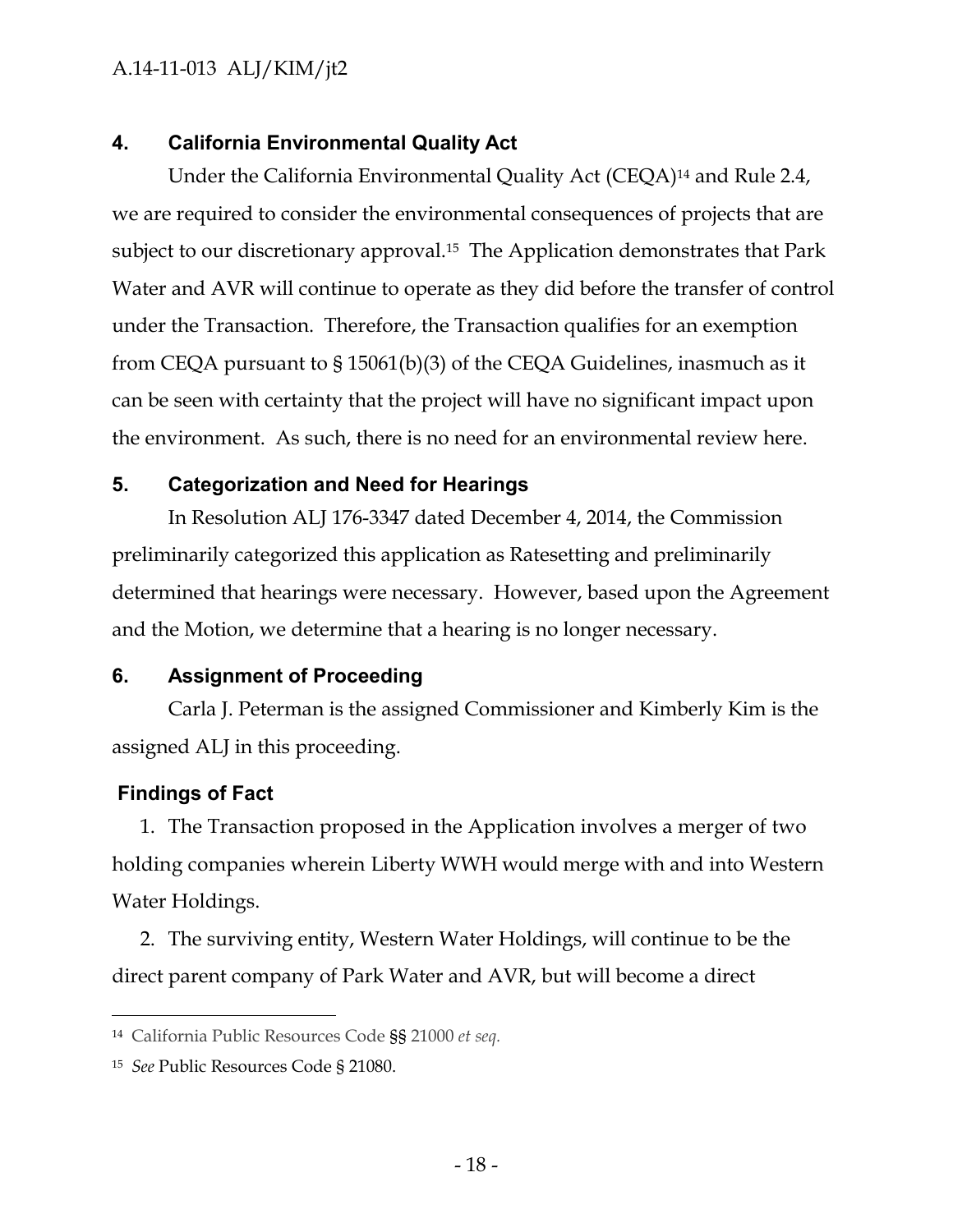## 4. California Environmental Quality Act

Under the California Environmental Quality Act (CEQA)[14] and Rule 2.4, we are required to consider the environmental consequences of projects that are subject to our discretionary approval.[15] The Application demonstrates that Park Water and AVR will continue to operate as they did before the transfer of control under the Transaction. Therefore, the Transaction qualifies for an exemption from CEQA pursuant to § 15061(b)(3) of the CEQA Guidelines, inasmuch as it can be seen with certainty that the project will have no significant impact upon the environment. As such, there is no need for an environmental review here.

## 5. Categorization and Need for Hearings

In Resolution ALJ 176-3347 dated December 4, 2014, the Commission preliminarily categorized this application as Ratesetting and preliminarily determined that hearings were necessary. However, based upon the Agreement and the Motion, we determine that a hearing is no longer necessary.

## 6. Assignment of Proceeding

Carla J. Peterman is the assigned Commissioner and Kimberly Kim is the assigned ALJ in this proceeding.

## Findings of Fact

1. The Transaction proposed in the Application involves a merger of two holding companies wherein Liberty WWH would merge with and into Western Water Holdings.

2. The surviving entity, Western Water Holdings, will continue to be the direct parent company of Park Water and AVR, but will become a direct

---

[14] California Public Resources Code §§ 21000 *et seq.*

[15] *See* Public Resources Code § 21080.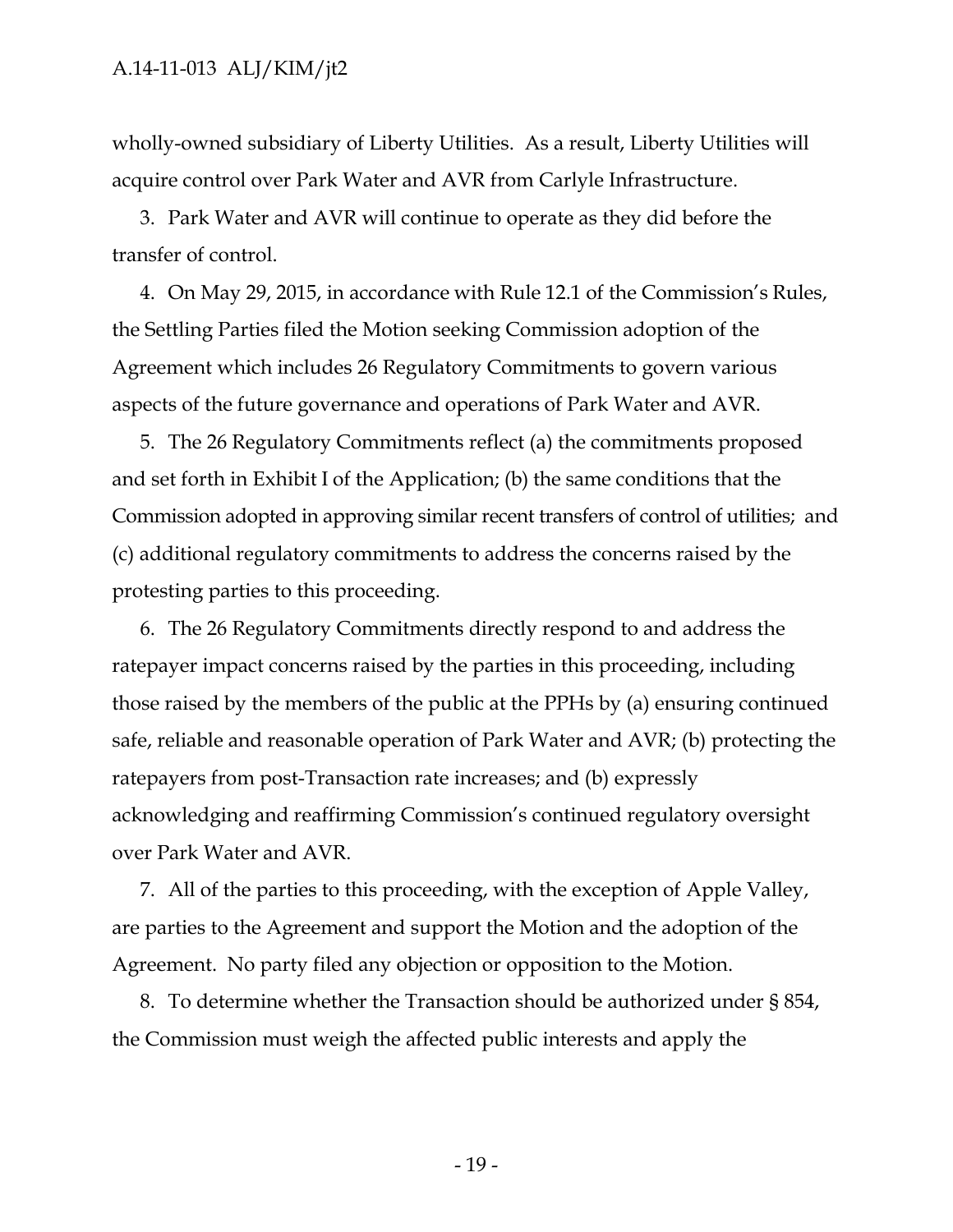wholly-owned subsidiary of Liberty Utilities. As a result, Liberty Utilities will acquire control over Park Water and AVR from Carlyle Infrastructure.

3. Park Water and AVR will continue to operate as they did before the transfer of control.

4. On May 29, 2015, in accordance with Rule 12.1 of the Commission's Rules, the Settling Parties filed the Motion seeking Commission adoption of the Agreement which includes 26 Regulatory Commitments to govern various aspects of the future governance and operations of Park Water and AVR.

5. The 26 Regulatory Commitments reflect (a) the commitments proposed and set forth in Exhibit I of the Application; (b) the same conditions that the Commission adopted in approving similar recent transfers of control of utilities; and (c) additional regulatory commitments to address the concerns raised by the protesting parties to this proceeding.

6. The 26 Regulatory Commitments directly respond to and address the ratepayer impact concerns raised by the parties in this proceeding, including those raised by the members of the public at the PPHs by (a) ensuring continued safe, reliable and reasonable operation of Park Water and AVR; (b) protecting the ratepayers from post-Transaction rate increases; and (b) expressly acknowledging and reaffirming Commission's continued regulatory oversight over Park Water and AVR.

7. All of the parties to this proceeding, with the exception of Apple Valley, are parties to the Agreement and support the Motion and the adoption of the Agreement. No party filed any objection or opposition to the Motion.

8. To determine whether the Transaction should be authorized under § 854, the Commission must weigh the affected public interests and apply the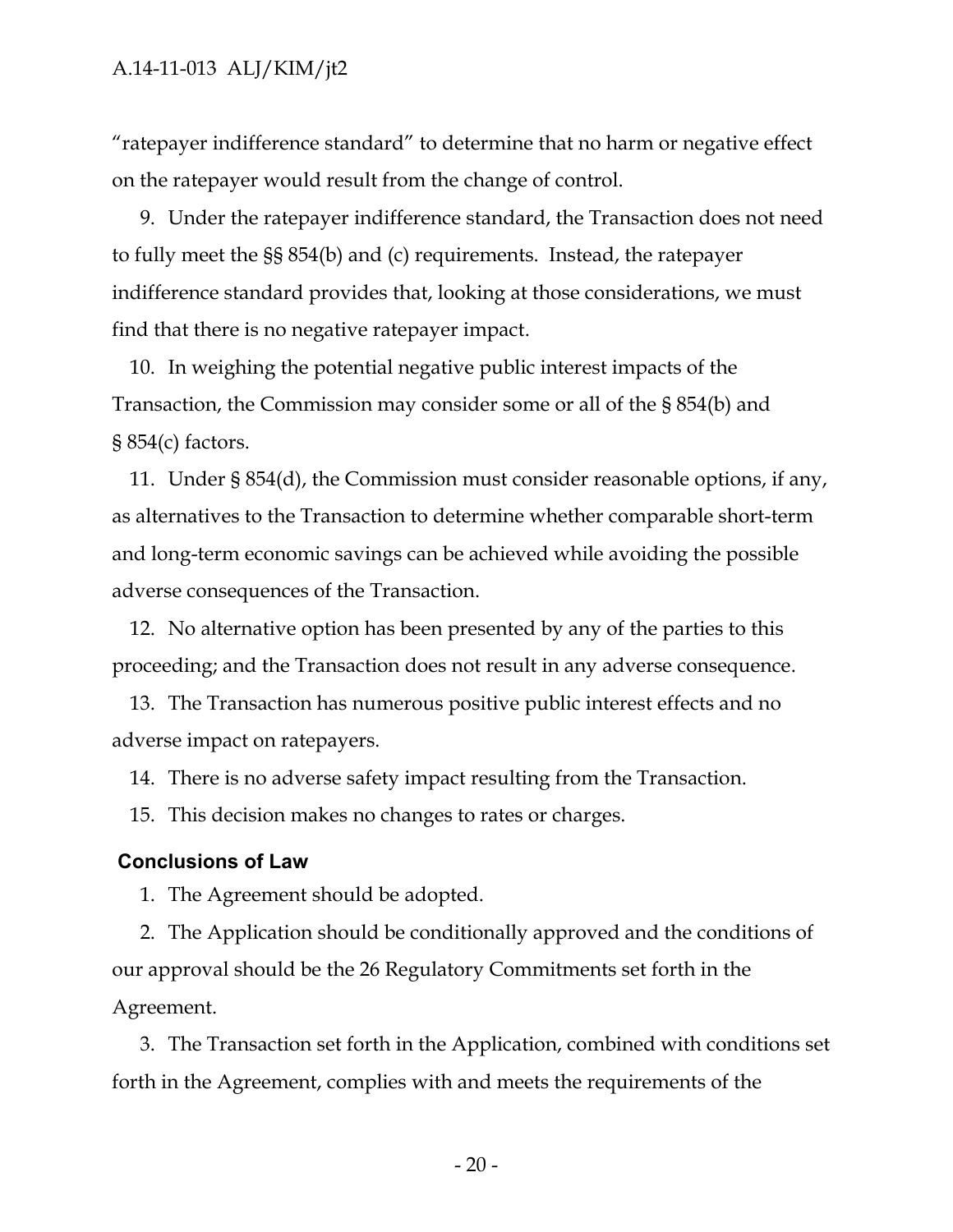"ratepayer indifference standard" to determine that no harm or negative effect on the ratepayer would result from the change of control.

9. Under the ratepayer indifference standard, the Transaction does not need to fully meet the §§ 854(b) and (c) requirements. Instead, the ratepayer indifference standard provides that, looking at those considerations, we must find that there is no negative ratepayer impact.

10. In weighing the potential negative public interest impacts of the Transaction, the Commission may consider some or all of the § 854(b) and § 854(c) factors.

11. Under § 854(d), the Commission must consider reasonable options, if any, as alternatives to the Transaction to determine whether comparable short-term and long-term economic savings can be achieved while avoiding the possible adverse consequences of the Transaction.

12. No alternative option has been presented by any of the parties to this proceeding; and the Transaction does not result in any adverse consequence.

13. The Transaction has numerous positive public interest effects and no adverse impact on ratepayers.

14. There is no adverse safety impact resulting from the Transaction.

15. This decision makes no changes to rates or charges.

## Conclusions of Law

1. The Agreement should be adopted.

2. The Application should be conditionally approved and the conditions of our approval should be the 26 Regulatory Commitments set forth in the Agreement.

3. The Transaction set forth in the Application, combined with conditions set forth in the Agreement, complies with and meets the requirements of the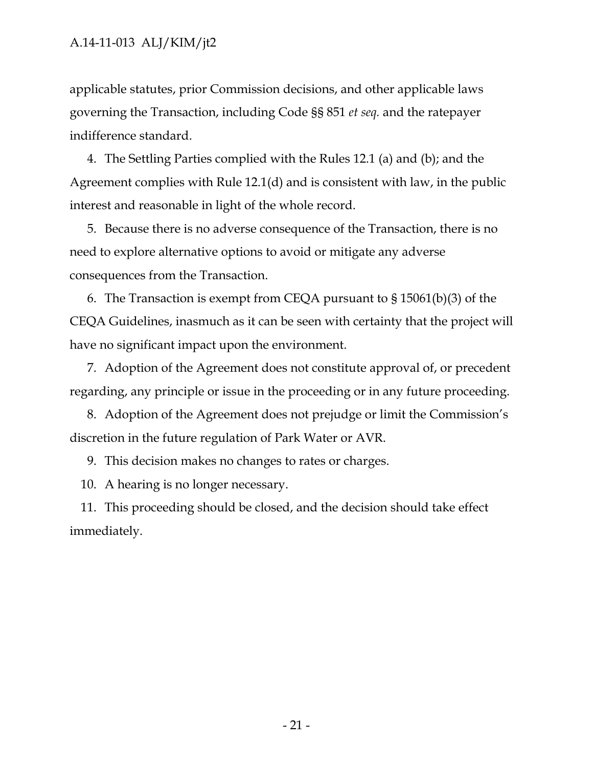applicable statutes, prior Commission decisions, and other applicable laws governing the Transaction, including Code §§ 851 *et seq.* and the ratepayer indifference standard.

4. The Settling Parties complied with the Rules 12.1 (a) and (b); and the Agreement complies with Rule 12.1(d) and is consistent with law, in the public interest and reasonable in light of the whole record.

5. Because there is no adverse consequence of the Transaction, there is no need to explore alternative options to avoid or mitigate any adverse consequences from the Transaction.

6. The Transaction is exempt from CEQA pursuant to § 15061(b)(3) of the CEQA Guidelines, inasmuch as it can be seen with certainty that the project will have no significant impact upon the environment.

7. Adoption of the Agreement does not constitute approval of, or precedent regarding, any principle or issue in the proceeding or in any future proceeding.

8. Adoption of the Agreement does not prejudge or limit the Commission's discretion in the future regulation of Park Water or AVR.

9. This decision makes no changes to rates or charges.

10. A hearing is no longer necessary.

11. This proceeding should be closed, and the decision should take effect immediately.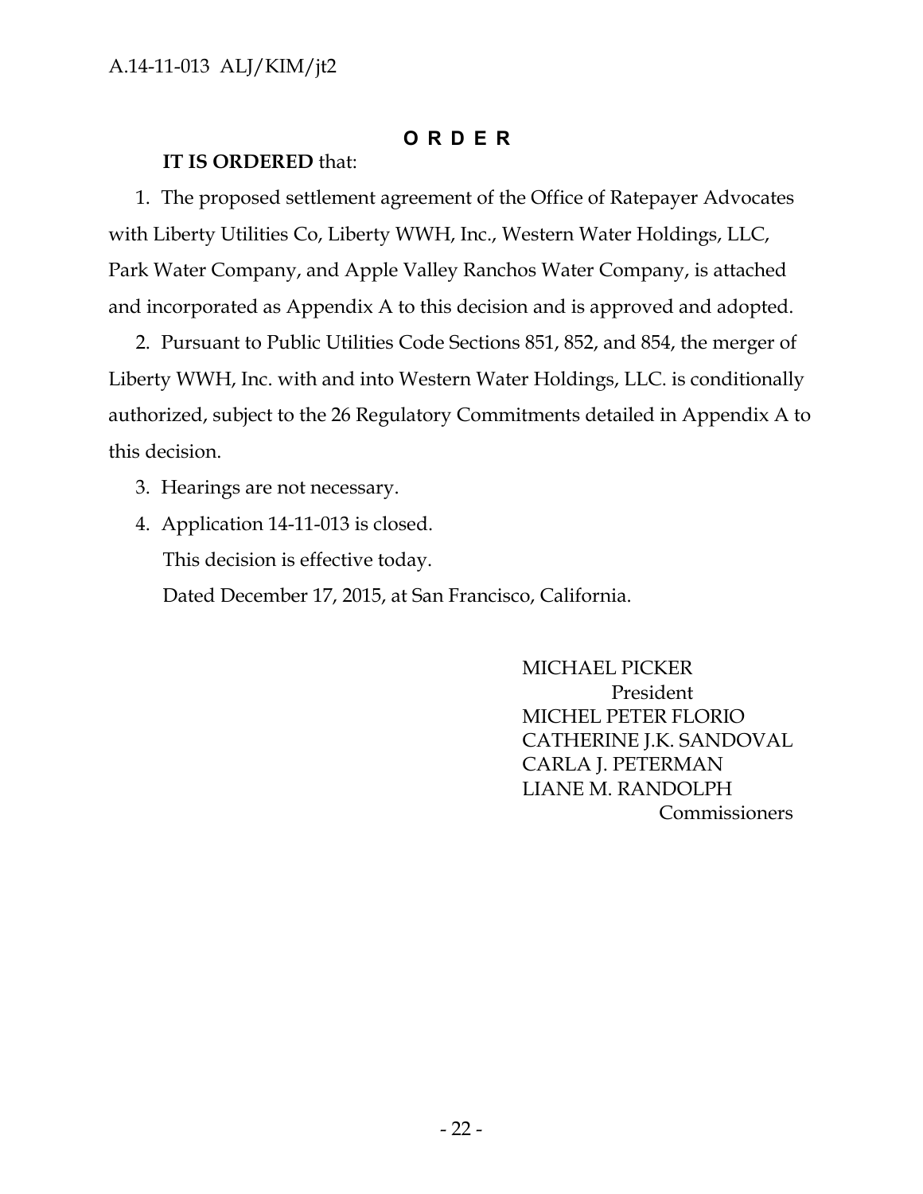## O R D E R

**IT IS ORDERED** that:

1. The proposed settlement agreement of the Office of Ratepayer Advocates with Liberty Utilities Co, Liberty WWH, Inc., Western Water Holdings, LLC, Park Water Company, and Apple Valley Ranchos Water Company, is attached and incorporated as Appendix A to this decision and is approved and adopted.

2. Pursuant to Public Utilities Code Sections 851, 852, and 854, the merger of Liberty WWH, Inc. with and into Western Water Holdings, LLC. is conditionally authorized, subject to the 26 Regulatory Commitments detailed in Appendix A to this decision.

3. Hearings are not necessary.

4. Application 14-11-013 is closed.

This decision is effective today.

Dated December 17, 2015, at San Francisco, California.

MICHAEL PICKER
President
MICHEL PETER FLORIO
CATHERINE J.K. SANDOVAL
CARLA J. PETERMAN
LIANE M. RANDOLPH
Commissioners